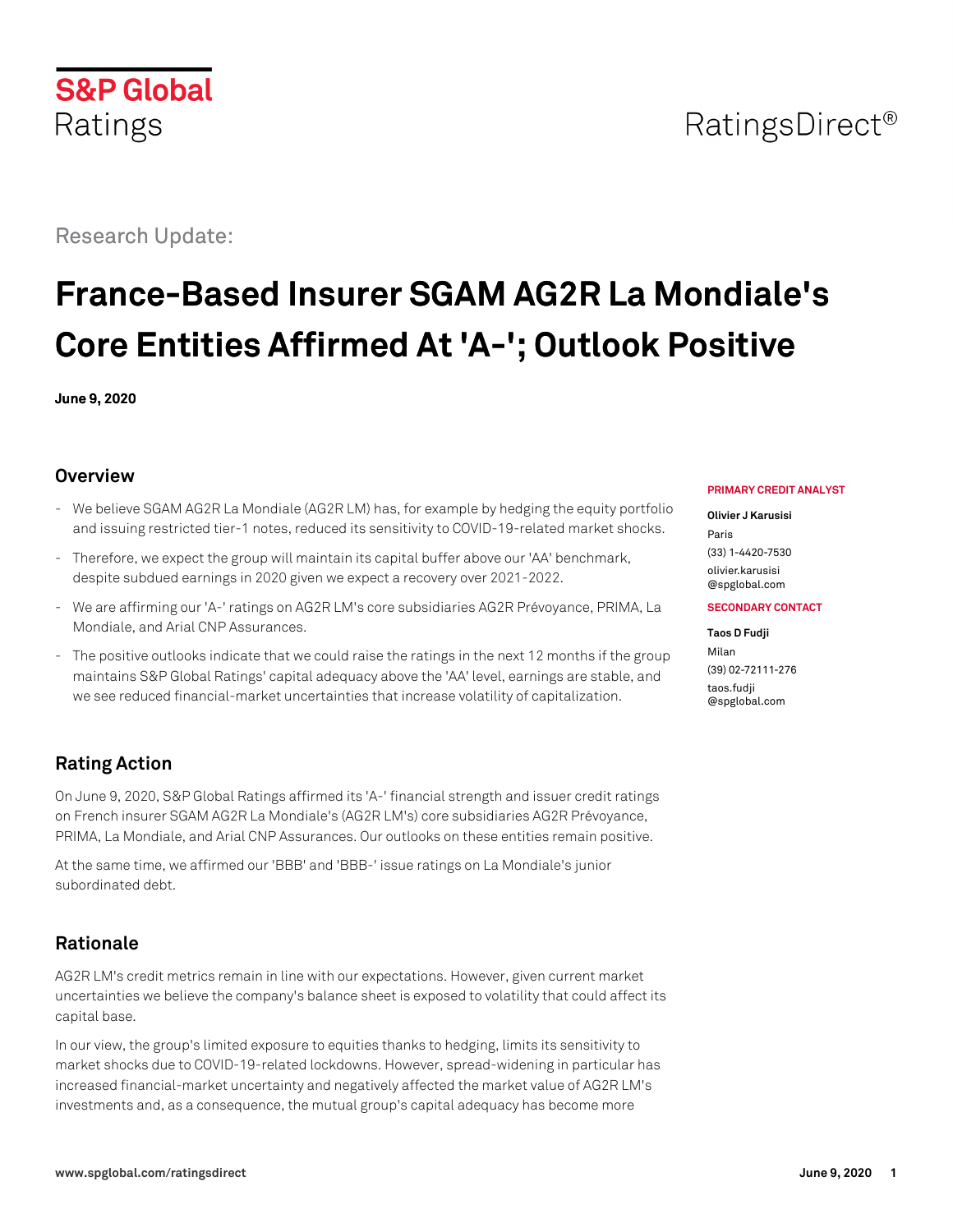S&P Global Ratings

RatingsDirect®

Research Update:

# France-Based Insurer SGAM AG2R La Mondiale's Core Entities Affirmed At 'A-'; Outlook Positive

**June 9, 2020**

## Overview

- We believe SGAM AG2R La Mondiale (AG2R LM) has, for example by hedging the equity portfolio and issuing restricted tier-1 notes, reduced its sensitivity to COVID-19-related market shocks.
- Therefore, we expect the group will maintain its capital buffer above our 'AA' benchmark, despite subdued earnings in 2020 given we expect a recovery over 2021-2022.
- We are affirming our 'A-' ratings on AG2R LM's core subsidiaries AG2R Prévoyance, PRIMA, La Mondiale, and Arial CNP Assurances.
- The positive outlooks indicate that we could raise the ratings in the next 12 months if the group maintains S&P Global Ratings' capital adequacy above the 'AA' level, earnings are stable, and we see reduced financial-market uncertainties that increase volatility of capitalization.

**PRIMARY CREDIT ANALYST**

**Olivier J Karusisi**
Paris
(33) 1-4420-7530
olivier.karusisi@spglobal.com

**SECONDARY CONTACT**

**Taos D Fudji**
Milan
(39) 02-72111-276
taos.fudji@spglobal.com

## Rating Action

On June 9, 2020, S&P Global Ratings affirmed its 'A-' financial strength and issuer credit ratings on French insurer SGAM AG2R La Mondiale's (AG2R LM's) core subsidiaries AG2R Prévoyance, PRIMA, La Mondiale, and Arial CNP Assurances. Our outlooks on these entities remain positive.

At the same time, we affirmed our 'BBB' and 'BBB-' issue ratings on La Mondiale's junior subordinated debt.

## Rationale

AG2R LM's credit metrics remain in line with our expectations. However, given current market uncertainties we believe the company's balance sheet is exposed to volatility that could affect its capital base.

In our view, the group's limited exposure to equities thanks to hedging, limits its sensitivity to market shocks due to COVID-19-related lockdowns. However, spread-widening in particular has increased financial-market uncertainty and negatively affected the market value of AG2R LM's investments and, as a consequence, the mutual group's capital adequacy has become more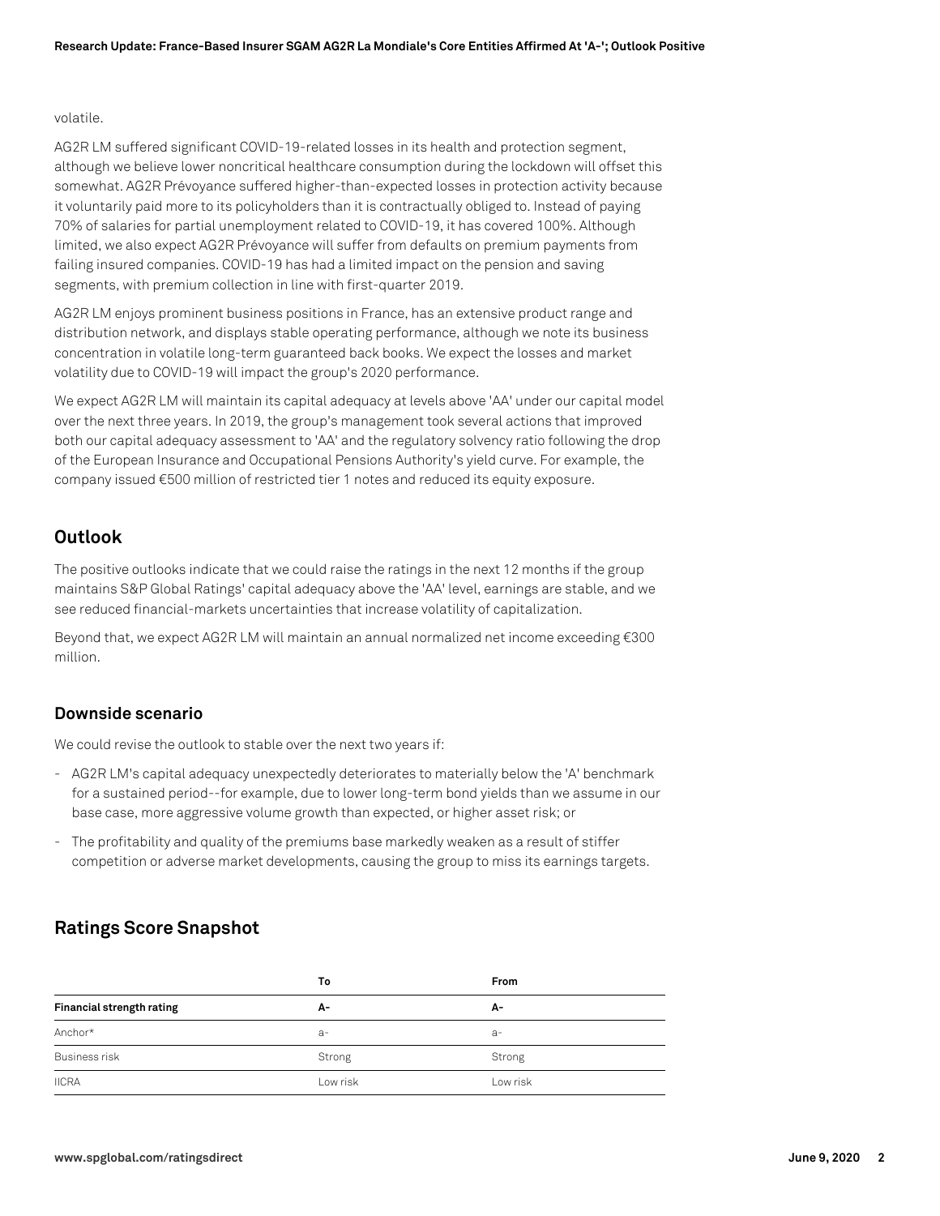volatile.

AG2R LM suffered significant COVID-19-related losses in its health and protection segment, although we believe lower noncritical healthcare consumption during the lockdown will offset this somewhat. AG2R Prévoyance suffered higher-than-expected losses in protection activity because it voluntarily paid more to its policyholders than it is contractually obliged to. Instead of paying 70% of salaries for partial unemployment related to COVID-19, it has covered 100%. Although limited, we also expect AG2R Prévoyance will suffer from defaults on premium payments from failing insured companies. COVID-19 has had a limited impact on the pension and saving segments, with premium collection in line with first-quarter 2019.

AG2R LM enjoys prominent business positions in France, has an extensive product range and distribution network, and displays stable operating performance, although we note its business concentration in volatile long-term guaranteed back books. We expect the losses and market volatility due to COVID-19 will impact the group's 2020 performance.

We expect AG2R LM will maintain its capital adequacy at levels above 'AA' under our capital model over the next three years. In 2019, the group's management took several actions that improved both our capital adequacy assessment to 'AA' and the regulatory solvency ratio following the drop of the European Insurance and Occupational Pensions Authority's yield curve. For example, the company issued €500 million of restricted tier 1 notes and reduced its equity exposure.

## Outlook

The positive outlooks indicate that we could raise the ratings in the next 12 months if the group maintains S&P Global Ratings' capital adequacy above the 'AA' level, earnings are stable, and we see reduced financial-markets uncertainties that increase volatility of capitalization.

Beyond that, we expect AG2R LM will maintain an annual normalized net income exceeding €300 million.

### Downside scenario

We could revise the outlook to stable over the next two years if:

- AG2R LM's capital adequacy unexpectedly deteriorates to materially below the 'A' benchmark for a sustained period--for example, due to lower long-term bond yields than we assume in our base case, more aggressive volume growth than expected, or higher asset risk; or
- The profitability and quality of the premiums base markedly weaken as a result of stiffer competition or adverse market developments, causing the group to miss its earnings targets.

## Ratings Score Snapshot

| | To | From |
|---|---|---|
| **Financial strength rating** | **A-** | **A-** |
| Anchor* | a- | a- |
| Business risk | Strong | Strong |
| IICRA | Low risk | Low risk |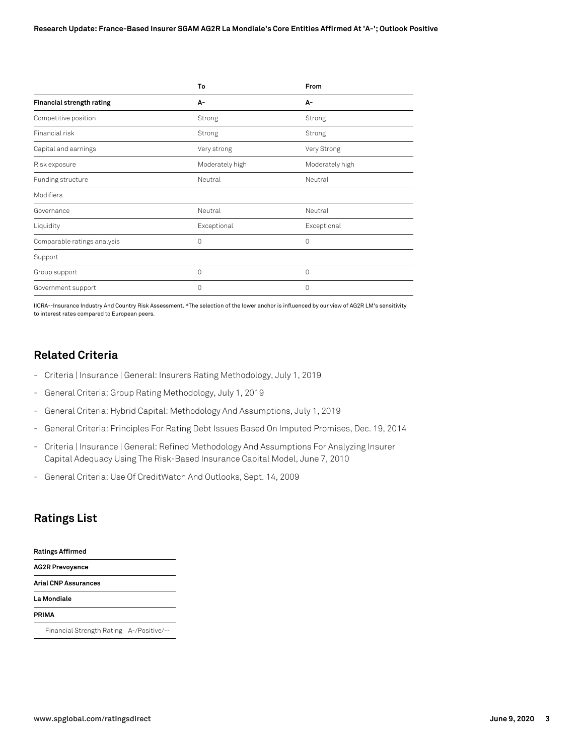|  | To | From |
| --- | --- | --- |
| **Financial strength rating** | **A-** | **A-** |
| Competitive position | Strong | Strong |
| Financial risk | Strong | Strong |
| Capital and earnings | Very strong | Very Strong |
| Risk exposure | Moderately high | Moderately high |
| Funding structure | Neutral | Neutral |
| Modifiers |  |  |
| Governance | Neutral | Neutral |
| Liquidity | Exceptional | Exceptional |
| Comparable ratings analysis | 0 | 0 |
| Support |  |  |
| Group support | 0 | 0 |
| Government support | 0 | 0 |

IICRA--Insurance Industry And Country Risk Assessment. *The selection of the lower anchor is influenced by our view of AG2R LM's sensitivity to interest rates compared to European peers.

## Related Criteria

- Criteria | Insurance | General: Insurers Rating Methodology, July 1, 2019
- General Criteria: Group Rating Methodology, July 1, 2019
- General Criteria: Hybrid Capital: Methodology And Assumptions, July 1, 2019
- General Criteria: Principles For Rating Debt Issues Based On Imputed Promises, Dec. 19, 2014
- Criteria | Insurance | General: Refined Methodology And Assumptions For Analyzing Insurer Capital Adequacy Using The Risk-Based Insurance Capital Model, June 7, 2010
- General Criteria: Use Of CreditWatch And Outlooks, Sept. 14, 2009

## Ratings List

| **Ratings Affirmed** |  |
| --- | --- |
| **AG2R Prevoyance** |  |
| **Arial CNP Assurances** |  |
| **La Mondiale** |  |
| **PRIMA** |  |
| Financial Strength Rating | A-/Positive/-- |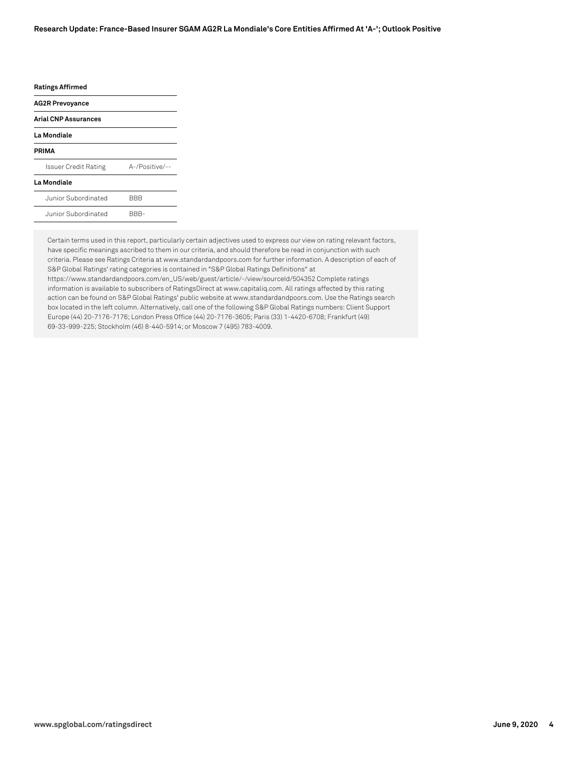| Ratings Affirmed | |
|---|---|
| **AG2R Prevoyance** | |
| **Arial CNP Assurances** | |
| **La Mondiale** | |
| **PRIMA** | |
| Issuer Credit Rating | A-/Positive/-- |
| **La Mondiale** | |
| Junior Subordinated | BBB |
| Junior Subordinated | BBB- |

Certain terms used in this report, particularly certain adjectives used to express our view on rating relevant factors, have specific meanings ascribed to them in our criteria, and should therefore be read in conjunction with such criteria. Please see Ratings Criteria at www.standardandpoors.com for further information. A description of each of S&P Global Ratings' rating categories is contained in "S&P Global Ratings Definitions" at https://www.standardandpoors.com/en_US/web/guest/article/-/view/sourceId/504352 Complete ratings information is available to subscribers of RatingsDirect at www.capitaliq.com. All ratings affected by this rating action can be found on S&P Global Ratings' public website at www.standardandpoors.com. Use the Ratings search box located in the left column. Alternatively, call one of the following S&P Global Ratings numbers: Client Support Europe (44) 20-7176-7176; London Press Office (44) 20-7176-3605; Paris (33) 1-4420-6708; Frankfurt (49) 69-33-999-225; Stockholm (46) 8-440-5914; or Moscow 7 (495) 783-4009.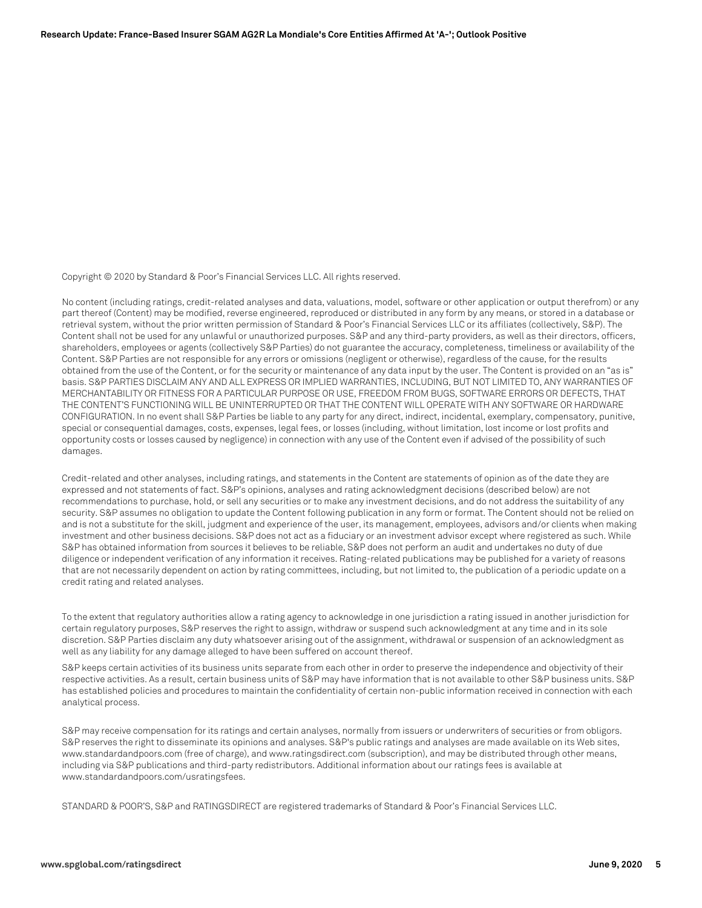Copyright © 2020 by Standard & Poor's Financial Services LLC. All rights reserved.

No content (including ratings, credit-related analyses and data, valuations, model, software or other application or output therefrom) or any part thereof (Content) may be modified, reverse engineered, reproduced or distributed in any form by any means, or stored in a database or retrieval system, without the prior written permission of Standard & Poor's Financial Services LLC or its affiliates (collectively, S&P). The Content shall not be used for any unlawful or unauthorized purposes. S&P and any third-party providers, as well as their directors, officers, shareholders, employees or agents (collectively S&P Parties) do not guarantee the accuracy, completeness, timeliness or availability of the Content. S&P Parties are not responsible for any errors or omissions (negligent or otherwise), regardless of the cause, for the results obtained from the use of the Content, or for the security or maintenance of any data input by the user. The Content is provided on an "as is" basis. S&P PARTIES DISCLAIM ANY AND ALL EXPRESS OR IMPLIED WARRANTIES, INCLUDING, BUT NOT LIMITED TO, ANY WARRANTIES OF MERCHANTABILITY OR FITNESS FOR A PARTICULAR PURPOSE OR USE, FREEDOM FROM BUGS, SOFTWARE ERRORS OR DEFECTS, THAT THE CONTENT'S FUNCTIONING WILL BE UNINTERRUPTED OR THAT THE CONTENT WILL OPERATE WITH ANY SOFTWARE OR HARDWARE CONFIGURATION. In no event shall S&P Parties be liable to any party for any direct, indirect, incidental, exemplary, compensatory, punitive, special or consequential damages, costs, expenses, legal fees, or losses (including, without limitation, lost income or lost profits and opportunity costs or losses caused by negligence) in connection with any use of the Content even if advised of the possibility of such damages.

Credit-related and other analyses, including ratings, and statements in the Content are statements of opinion as of the date they are expressed and not statements of fact. S&P's opinions, analyses and rating acknowledgment decisions (described below) are not recommendations to purchase, hold, or sell any securities or to make any investment decisions, and do not address the suitability of any security. S&P assumes no obligation to update the Content following publication in any form or format. The Content should not be relied on and is not a substitute for the skill, judgment and experience of the user, its management, employees, advisors and/or clients when making investment and other business decisions. S&P does not act as a fiduciary or an investment advisor except where registered as such. While S&P has obtained information from sources it believes to be reliable, S&P does not perform an audit and undertakes no duty of due diligence or independent verification of any information it receives. Rating-related publications may be published for a variety of reasons that are not necessarily dependent on action by rating committees, including, but not limited to, the publication of a periodic update on a credit rating and related analyses.

To the extent that regulatory authorities allow a rating agency to acknowledge in one jurisdiction a rating issued in another jurisdiction for certain regulatory purposes, S&P reserves the right to assign, withdraw or suspend such acknowledgment at any time and in its sole discretion. S&P Parties disclaim any duty whatsoever arising out of the assignment, withdrawal or suspension of an acknowledgment as well as any liability for any damage alleged to have been suffered on account thereof.

S&P keeps certain activities of its business units separate from each other in order to preserve the independence and objectivity of their respective activities. As a result, certain business units of S&P may have information that is not available to other S&P business units. S&P has established policies and procedures to maintain the confidentiality of certain non-public information received in connection with each analytical process.

S&P may receive compensation for its ratings and certain analyses, normally from issuers or underwriters of securities or from obligors. S&P reserves the right to disseminate its opinions and analyses. S&P's public ratings and analyses are made available on its Web sites, www.standardandpoors.com (free of charge), and www.ratingsdirect.com (subscription), and may be distributed through other means, including via S&P publications and third-party redistributors. Additional information about our ratings fees is available at www.standardandpoors.com/usratingsfees.

STANDARD & POOR'S, S&P and RATINGSDIRECT are registered trademarks of Standard & Poor's Financial Services LLC.